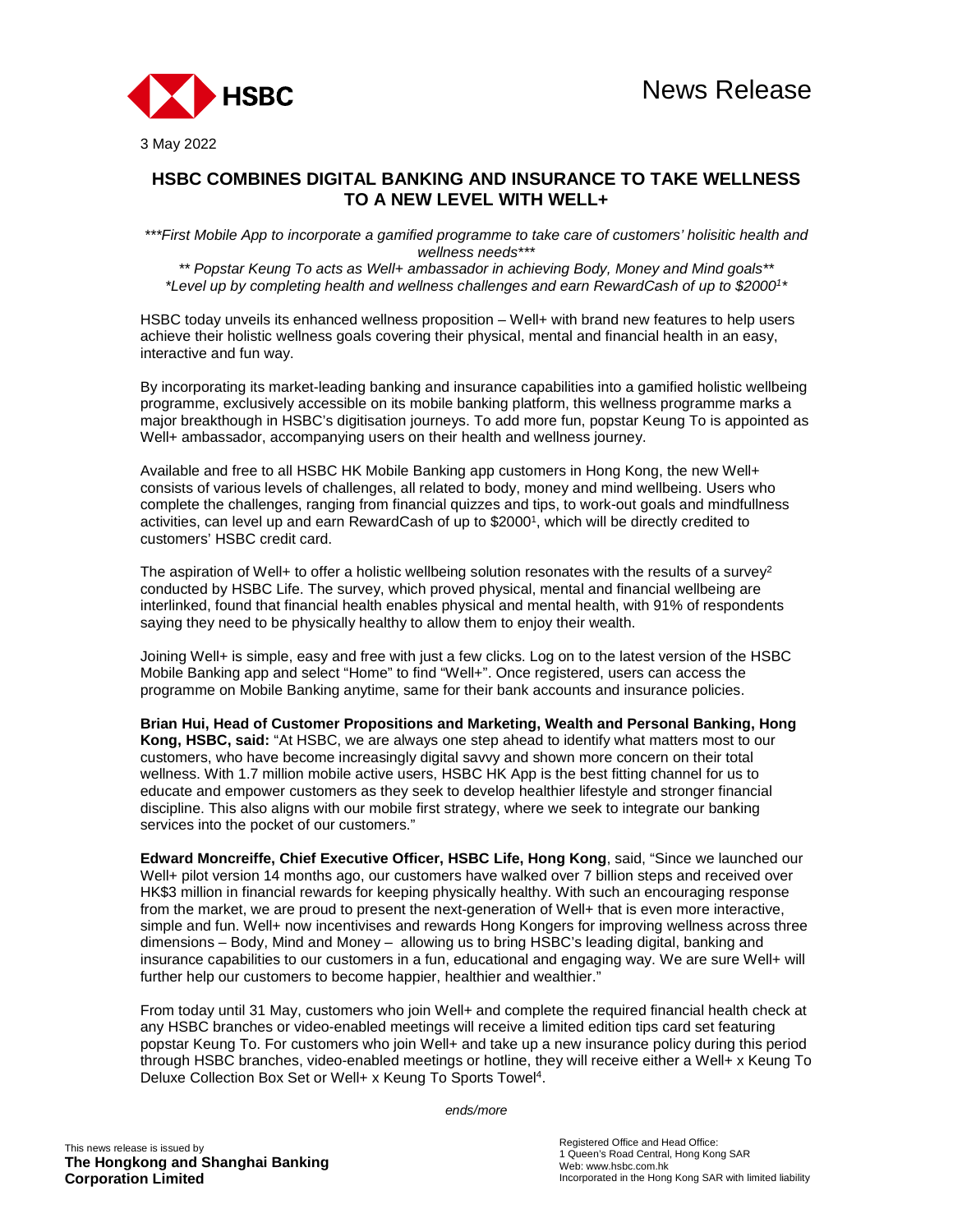News Release

3 May 2022

# HSBC COMBINES DIGITAL BANKING AND INSURANCE TO TAKE WELLNESS TO A NEW LEVEL WITH WELL+

*\*\*\*First Mobile App to incorporate a gamified programme to take care of customers' holisitic health and wellness needs\*\*\**

*\*\* Popstar Keung To acts as Well+ ambassador in achieving Body, Money and Mind goals\*\**

*\*Level up by completing health and wellness challenges and earn RewardCash of up to $2000[1]\**

HSBC today unveils its enhanced wellness proposition – Well+ with brand new features to help users achieve their holistic wellness goals covering their physical, mental and financial health in an easy, interactive and fun way.

By incorporating its market-leading banking and insurance capabilities into a gamified holistic wellbeing programme, exclusively accessible on its mobile banking platform, this wellness programme marks a major breakthough in HSBC's digitisation journeys. To add more fun, popstar Keung To is appointed as Well+ ambassador, accompanying users on their health and wellness journey.

Available and free to all HSBC HK Mobile Banking app customers in Hong Kong, the new Well+ consists of various levels of challenges, all related to body, money and mind wellbeing. Users who complete the challenges, ranging from financial quizzes and tips, to work-out goals and mindfullness activities, can level up and earn RewardCash of up to $2000[1], which will be directly credited to customers' HSBC credit card.

The aspiration of Well+ to offer a holistic wellbeing solution resonates with the results of a survey[2] conducted by HSBC Life. The survey, which proved physical, mental and financial wellbeing are interlinked, found that financial health enables physical and mental health, with 91% of respondents saying they need to be physically healthy to allow them to enjoy their wealth.

Joining Well+ is simple, easy and free with just a few clicks. Log on to the latest version of the HSBC Mobile Banking app and select "Home" to find "Well+". Once registered, users can access the programme on Mobile Banking anytime, same for their bank accounts and insurance policies.

**Brian Hui, Head of Customer Propositions and Marketing, Wealth and Personal Banking, Hong Kong, HSBC, said:** "At HSBC, we are always one step ahead to identify what matters most to our customers, who have become increasingly digital savvy and shown more concern on their total wellness. With 1.7 million mobile active users, HSBC HK App is the best fitting channel for us to educate and empower customers as they seek to develop healthier lifestyle and stronger financial discipline. This also aligns with our mobile first strategy, where we seek to integrate our banking services into the pocket of our customers."

**Edward Moncreiffe, Chief Executive Officer, HSBC Life, Hong Kong**, said, "Since we launched our Well+ pilot version 14 months ago, our customers have walked over 7 billion steps and received over HK$3 million in financial rewards for keeping physically healthy. With such an encouraging response from the market, we are proud to present the next-generation of Well+ that is even more interactive, simple and fun. Well+ now incentivises and rewards Hong Kongers for improving wellness across three dimensions – Body, Mind and Money – allowing us to bring HSBC's leading digital, banking and insurance capabilities to our customers in a fun, educational and engaging way. We are sure Well+ will further help our customers to become happier, healthier and wealthier."

From today until 31 May, customers who join Well+ and complete the required financial health check at any HSBC branches or video-enabled meetings will receive a limited edition tips card set featuring popstar Keung To. For customers who join Well+ and take up a new insurance policy during this period through HSBC branches, video-enabled meetings or hotline, they will receive either a Well+ x Keung To Deluxe Collection Box Set or Well+ x Keung To Sports Towel[4].

*ends/more*

This news release is issued by
**The Hongkong and Shanghai Banking Corporation Limited**

Registered Office and Head Office:
1 Queen's Road Central, Hong Kong SAR
Web: www.hsbc.com.hk
Incorporated in the Hong Kong SAR with limited liability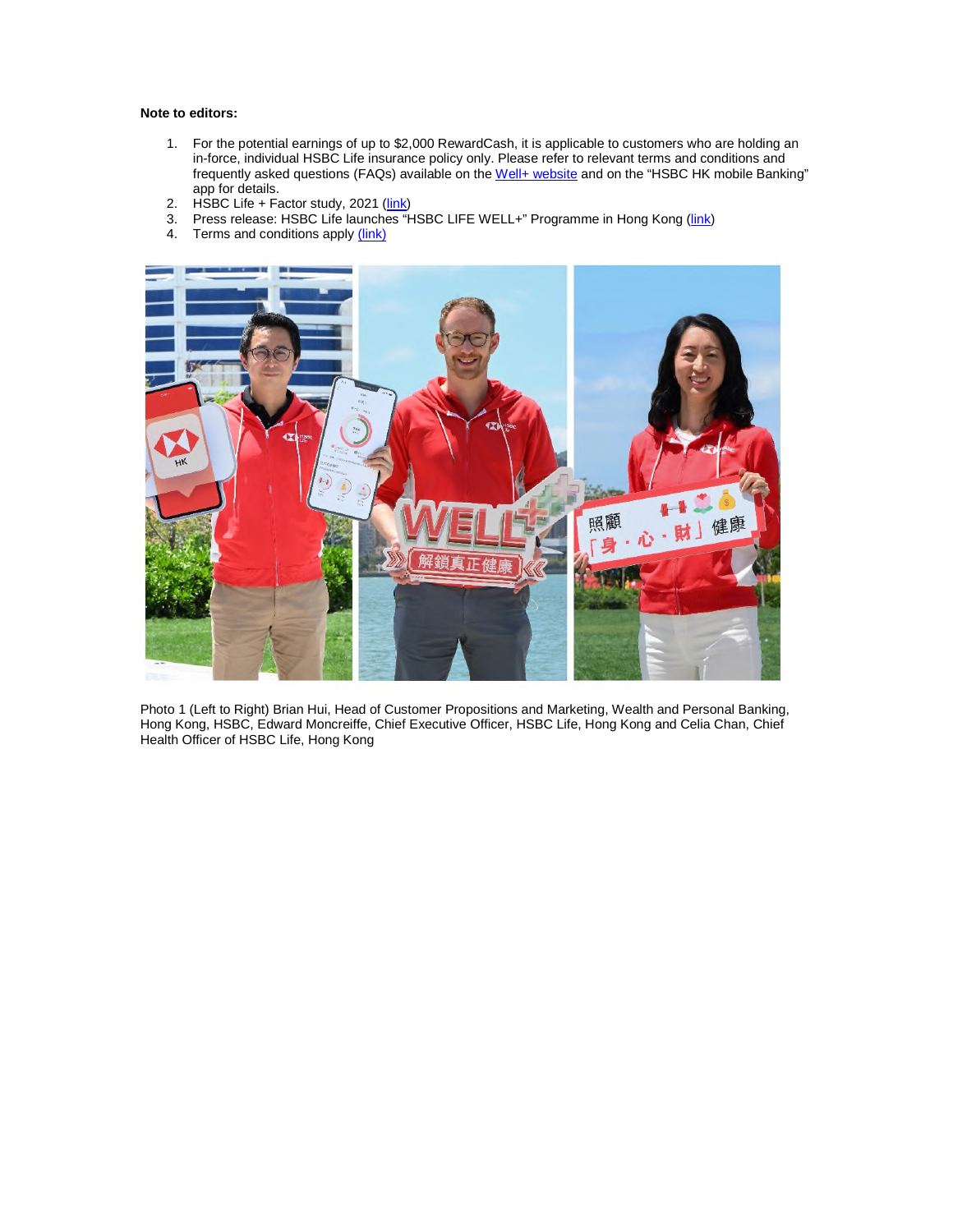**Note to editors:**

1. For the potential earnings of up to $2,000 RewardCash, it is applicable to customers who are holding an in-force, individual HSBC Life insurance policy only. Please refer to relevant terms and conditions and frequently asked questions (FAQs) available on the Well+ website and on the "HSBC HK mobile Banking" app for details.
2. HSBC Life + Factor study, 2021 (link)
3. Press release: HSBC Life launches "HSBC LIFE WELL+" Programme in Hong Kong (link)
4. Terms and conditions apply (link)

Photo 1 (Left to Right) Brian Hui, Head of Customer Propositions and Marketing, Wealth and Personal Banking, Hong Kong, HSBC, Edward Moncreiffe, Chief Executive Officer, HSBC Life, Hong Kong and Celia Chan, Chief Health Officer of HSBC Life, Hong Kong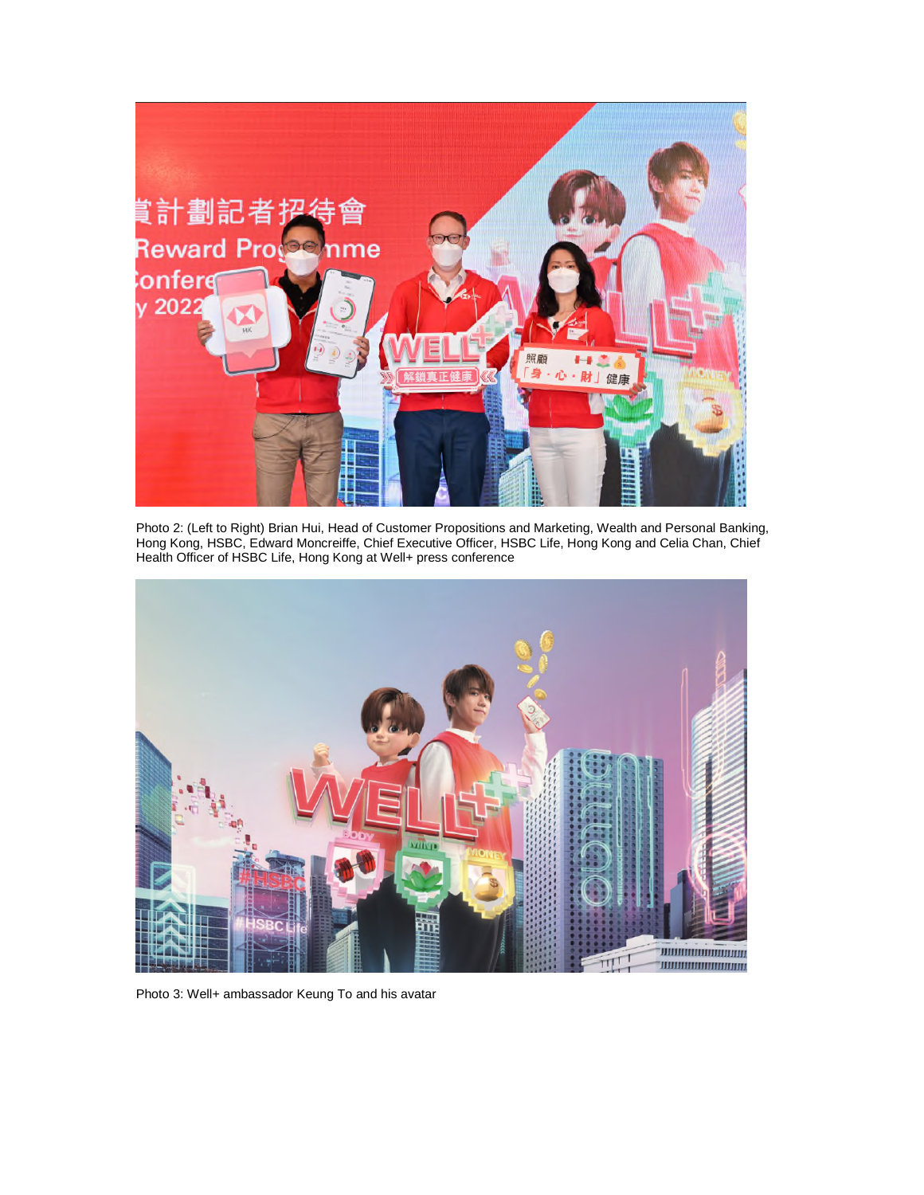Photo 2: (Left to Right) Brian Hui, Head of Customer Propositions and Marketing, Wealth and Personal Banking, Hong Kong, HSBC, Edward Moncreiffe, Chief Executive Officer, HSBC Life, Hong Kong and Celia Chan, Chief Health Officer of HSBC Life, Hong Kong at Well+ press conference

Photo 3: Well+ ambassador Keung To and his avatar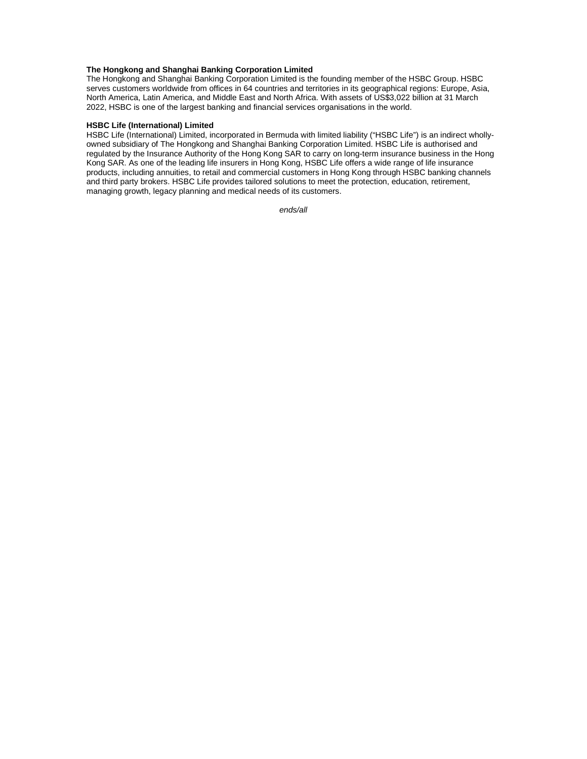**The Hongkong and Shanghai Banking Corporation Limited**

The Hongkong and Shanghai Banking Corporation Limited is the founding member of the HSBC Group. HSBC serves customers worldwide from offices in 64 countries and territories in its geographical regions: Europe, Asia, North America, Latin America, and Middle East and North Africa. With assets of US$3,022 billion at 31 March 2022, HSBC is one of the largest banking and financial services organisations in the world.

**HSBC Life (International) Limited**

HSBC Life (International) Limited, incorporated in Bermuda with limited liability ("HSBC Life") is an indirect wholly-owned subsidiary of The Hongkong and Shanghai Banking Corporation Limited. HSBC Life is authorised and regulated by the Insurance Authority of the Hong Kong SAR to carry on long-term insurance business in the Hong Kong SAR. As one of the leading life insurers in Hong Kong, HSBC Life offers a wide range of life insurance products, including annuities, to retail and commercial customers in Hong Kong through HSBC banking channels and third party brokers. HSBC Life provides tailored solutions to meet the protection, education, retirement, managing growth, legacy planning and medical needs of its customers.

*ends/all*